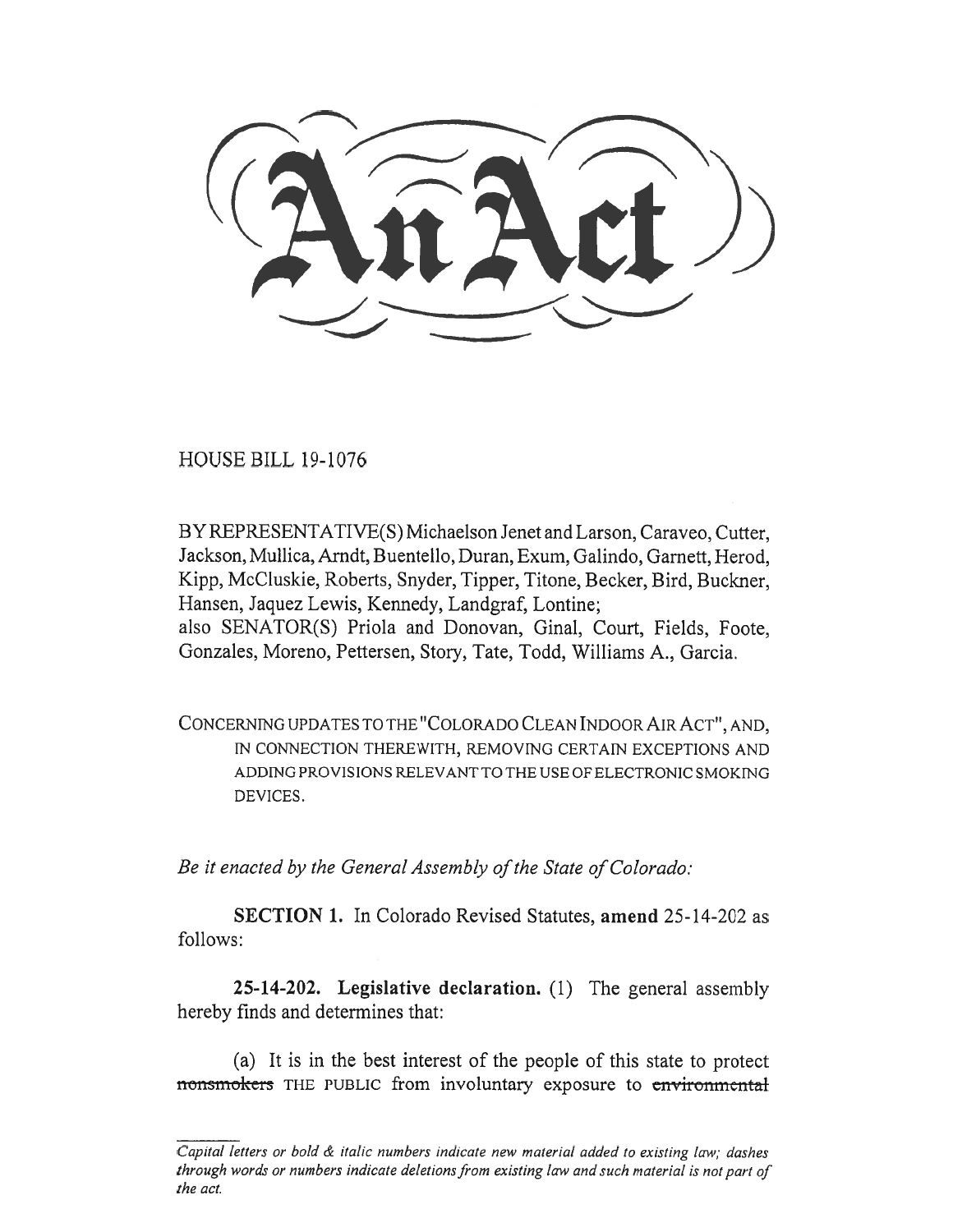# An Act

HOUSE BILL 19-1076

BY REPRESENTATIVE(S) Michaelson Jenet and Larson, Caraveo, Cutter, Jackson, Mullica, Arndt, Buentello, Duran, Exum, Galindo, Garnett, Herod, Kipp, McCluskie, Roberts, Snyder, Tipper, Titone, Becker, Bird, Buckner, Hansen, Jaquez Lewis, Kennedy, Landgraf, Lontine;
also SENATOR(S) Priola and Donovan, Ginal, Court, Fields, Foote, Gonzales, Moreno, Pettersen, Story, Tate, Todd, Williams A., Garcia.

CONCERNING UPDATES TO THE "COLORADO CLEAN INDOOR AIR ACT", AND, IN CONNECTION THEREWITH, REMOVING CERTAIN EXCEPTIONS AND ADDING PROVISIONS RELEVANT TO THE USE OF ELECTRONIC SMOKING DEVICES.

*Be it enacted by the General Assembly of the State of Colorado:*

**SECTION 1.** In Colorado Revised Statutes, **amend** 25-14-202 as follows:

**25-14-202. Legislative declaration.** (1) The general assembly hereby finds and determines that:

(a) It is in the best interest of the people of this state to protect ~~nonsmokers~~ THE PUBLIC from involuntary exposure to ~~environmental~~

*Capital letters or bold & italic numbers indicate new material added to existing law; dashes through words or numbers indicate deletions from existing law and such material is not part of the act.*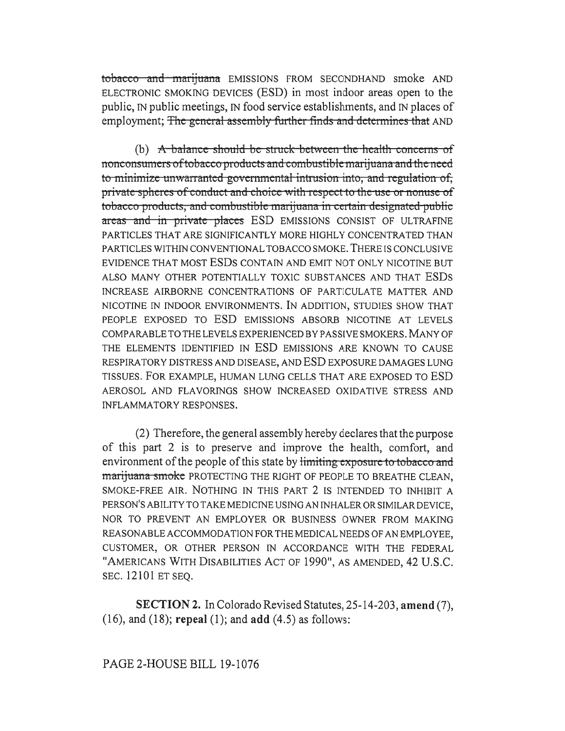~~tobacco and marijuana~~ EMISSIONS FROM SECONDHAND smoke AND ELECTRONIC SMOKING DEVICES (ESD) in most indoor areas open to the public, IN public meetings, IN food service establishments, and IN places of employment; ~~The general assembly further finds and determines that~~ AND

(b) ~~A balance should be struck between the health concerns of nonconsumers of tobacco products and combustible marijuana and the need to minimize unwarranted governmental intrusion into, and regulation of, private spheres of conduct and choice with respect to the use or nonuse of tobacco products, and combustible marijuana in certain designated public areas and in private places~~ ESD EMISSIONS CONSIST OF ULTRAFINE PARTICLES THAT ARE SIGNIFICANTLY MORE HIGHLY CONCENTRATED THAN PARTICLES WITHIN CONVENTIONAL TOBACCO SMOKE. THERE IS CONCLUSIVE EVIDENCE THAT MOST ESDS CONTAIN AND EMIT NOT ONLY NICOTINE BUT ALSO MANY OTHER POTENTIALLY TOXIC SUBSTANCES AND THAT ESDS INCREASE AIRBORNE CONCENTRATIONS OF PARTICULATE MATTER AND NICOTINE IN INDOOR ENVIRONMENTS. IN ADDITION, STUDIES SHOW THAT PEOPLE EXPOSED TO ESD EMISSIONS ABSORB NICOTINE AT LEVELS COMPARABLE TO THE LEVELS EXPERIENCED BY PASSIVE SMOKERS. MANY OF THE ELEMENTS IDENTIFIED IN ESD EMISSIONS ARE KNOWN TO CAUSE RESPIRATORY DISTRESS AND DISEASE, AND ESD EXPOSURE DAMAGES LUNG TISSUES. FOR EXAMPLE, HUMAN LUNG CELLS THAT ARE EXPOSED TO ESD AEROSOL AND FLAVORINGS SHOW INCREASED OXIDATIVE STRESS AND INFLAMMATORY RESPONSES.

(2) Therefore, the general assembly hereby declares that the purpose of this part 2 is to preserve and improve the health, comfort, and environment of the people of this state by ~~limiting exposure to tobacco and marijuana smoke~~ PROTECTING THE RIGHT OF PEOPLE TO BREATHE CLEAN, SMOKE-FREE AIR. NOTHING IN THIS PART 2 IS INTENDED TO INHIBIT A PERSON'S ABILITY TO TAKE MEDICINE USING AN INHALER OR SIMILAR DEVICE, NOR TO PREVENT AN EMPLOYER OR BUSINESS OWNER FROM MAKING REASONABLE ACCOMMODATION FOR THE MEDICAL NEEDS OF AN EMPLOYEE, CUSTOMER, OR OTHER PERSON IN ACCORDANCE WITH THE FEDERAL "AMERICANS WITH DISABILITIES ACT OF 1990", AS AMENDED, 42 U.S.C. SEC. 12101 ET SEQ.

**SECTION 2.** In Colorado Revised Statutes, 25-14-203, **amend** (7), (16), and (18); **repeal** (1); and **add** (4.5) as follows: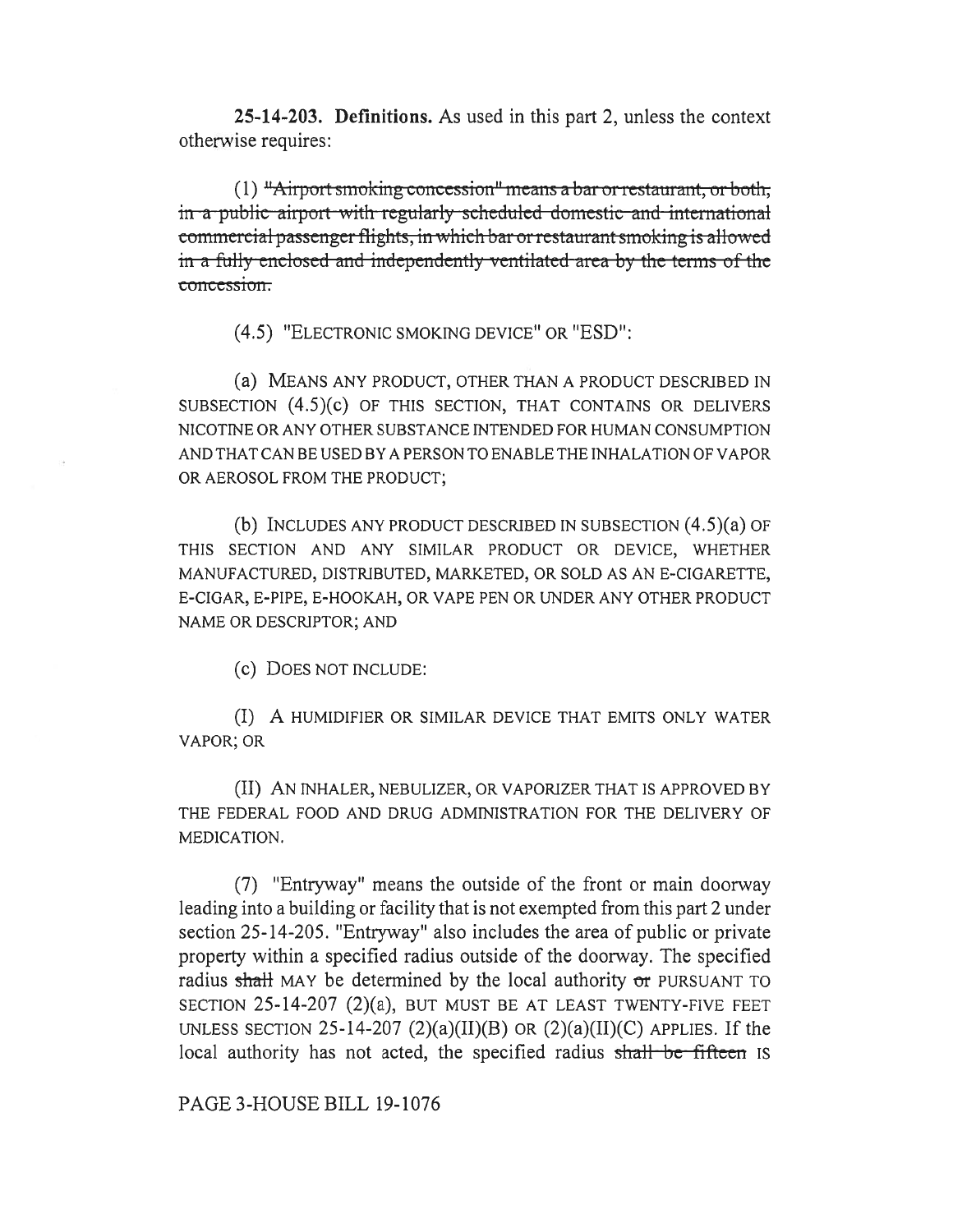**25-14-203. Definitions.** As used in this part 2, unless the context otherwise requires:

(1) ~~"Airport smoking concession" means a bar or restaurant, or both, in a public airport with regularly scheduled domestic and international commercial passenger flights, in which bar or restaurant smoking is allowed in a fully enclosed and independently ventilated area by the terms of the concession.~~

(4.5) "ELECTRONIC SMOKING DEVICE" OR "ESD":

(a) MEANS ANY PRODUCT, OTHER THAN A PRODUCT DESCRIBED IN SUBSECTION (4.5)(c) OF THIS SECTION, THAT CONTAINS OR DELIVERS NICOTINE OR ANY OTHER SUBSTANCE INTENDED FOR HUMAN CONSUMPTION AND THAT CAN BE USED BY A PERSON TO ENABLE THE INHALATION OF VAPOR OR AEROSOL FROM THE PRODUCT;

(b) INCLUDES ANY PRODUCT DESCRIBED IN SUBSECTION (4.5)(a) OF THIS SECTION AND ANY SIMILAR PRODUCT OR DEVICE, WHETHER MANUFACTURED, DISTRIBUTED, MARKETED, OR SOLD AS AN E-CIGARETTE, E-CIGAR, E-PIPE, E-HOOKAH, OR VAPE PEN OR UNDER ANY OTHER PRODUCT NAME OR DESCRIPTOR; AND

(c) DOES NOT INCLUDE:

(I) A HUMIDIFIER OR SIMILAR DEVICE THAT EMITS ONLY WATER VAPOR; OR

(II) AN INHALER, NEBULIZER, OR VAPORIZER THAT IS APPROVED BY THE FEDERAL FOOD AND DRUG ADMINISTRATION FOR THE DELIVERY OF MEDICATION.

(7) "Entryway" means the outside of the front or main doorway leading into a building or facility that is not exempted from this part 2 under section 25-14-205. "Entryway" also includes the area of public or private property within a specified radius outside of the doorway. The specified radius ~~shall~~ MAY be determined by the local authority ~~or~~ PURSUANT TO SECTION 25-14-207 (2)(a), BUT MUST BE AT LEAST TWENTY-FIVE FEET UNLESS SECTION 25-14-207 (2)(a)(II)(B) OR (2)(a)(II)(C) APPLIES. If the local authority has not acted, the specified radius ~~shall be fifteen~~ IS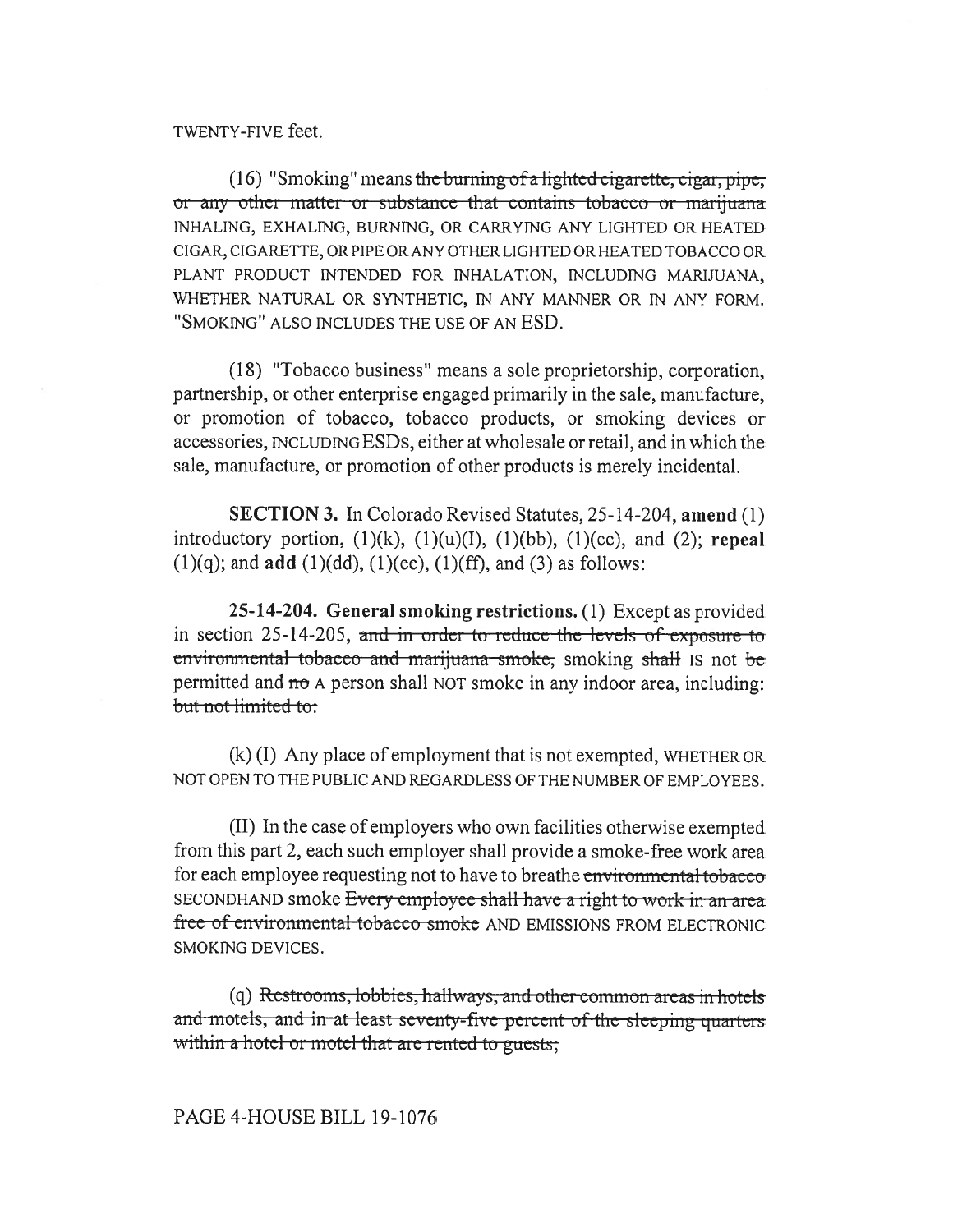TWENTY-FIVE feet.

(16) "Smoking" means ~~the burning of a lighted cigarette, cigar, pipe, or any other matter or substance that contains tobacco or marijuana~~ INHALING, EXHALING, BURNING, OR CARRYING ANY LIGHTED OR HEATED CIGAR, CIGARETTE, OR PIPE OR ANY OTHER LIGHTED OR HEATED TOBACCO OR PLANT PRODUCT INTENDED FOR INHALATION, INCLUDING MARIJUANA, WHETHER NATURAL OR SYNTHETIC, IN ANY MANNER OR IN ANY FORM. "SMOKING" ALSO INCLUDES THE USE OF AN ESD.

(18) "Tobacco business" means a sole proprietorship, corporation, partnership, or other enterprise engaged primarily in the sale, manufacture, or promotion of tobacco, tobacco products, or smoking devices or accessories, INCLUDING ESDS, either at wholesale or retail, and in which the sale, manufacture, or promotion of other products is merely incidental.

**SECTION 3.** In Colorado Revised Statutes, 25-14-204, **amend** (1) introductory portion, (1)(k), (1)(u)(I), (1)(bb), (1)(cc), and (2); **repeal** (1)(q); and **add** (1)(dd), (1)(ee), (1)(ff), and (3) as follows:

**25-14-204. General smoking restrictions.** (1) Except as provided in section 25-14-205, ~~and in order to reduce the levels of exposure to environmental tobacco and marijuana smoke,~~ smoking ~~shall~~ IS not ~~be~~ permitted and ~~no~~ A person shall NOT smoke in any indoor area, including: ~~but not limited to:~~

(k) (I) Any place of employment that is not exempted, WHETHER OR NOT OPEN TO THE PUBLIC AND REGARDLESS OF THE NUMBER OF EMPLOYEES.

(II) In the case of employers who own facilities otherwise exempted from this part 2, each such employer shall provide a smoke-free work area for each employee requesting not to have to breathe ~~environmental tobacco~~ SECONDHAND smoke ~~Every employee shall have a right to work in an area free of environmental tobacco smoke~~ AND EMISSIONS FROM ELECTRONIC SMOKING DEVICES.

(q) ~~Restrooms, lobbies, hallways, and other common areas in hotels and motels, and in at least seventy-five percent of the sleeping quarters within a hotel or motel that are rented to guests;~~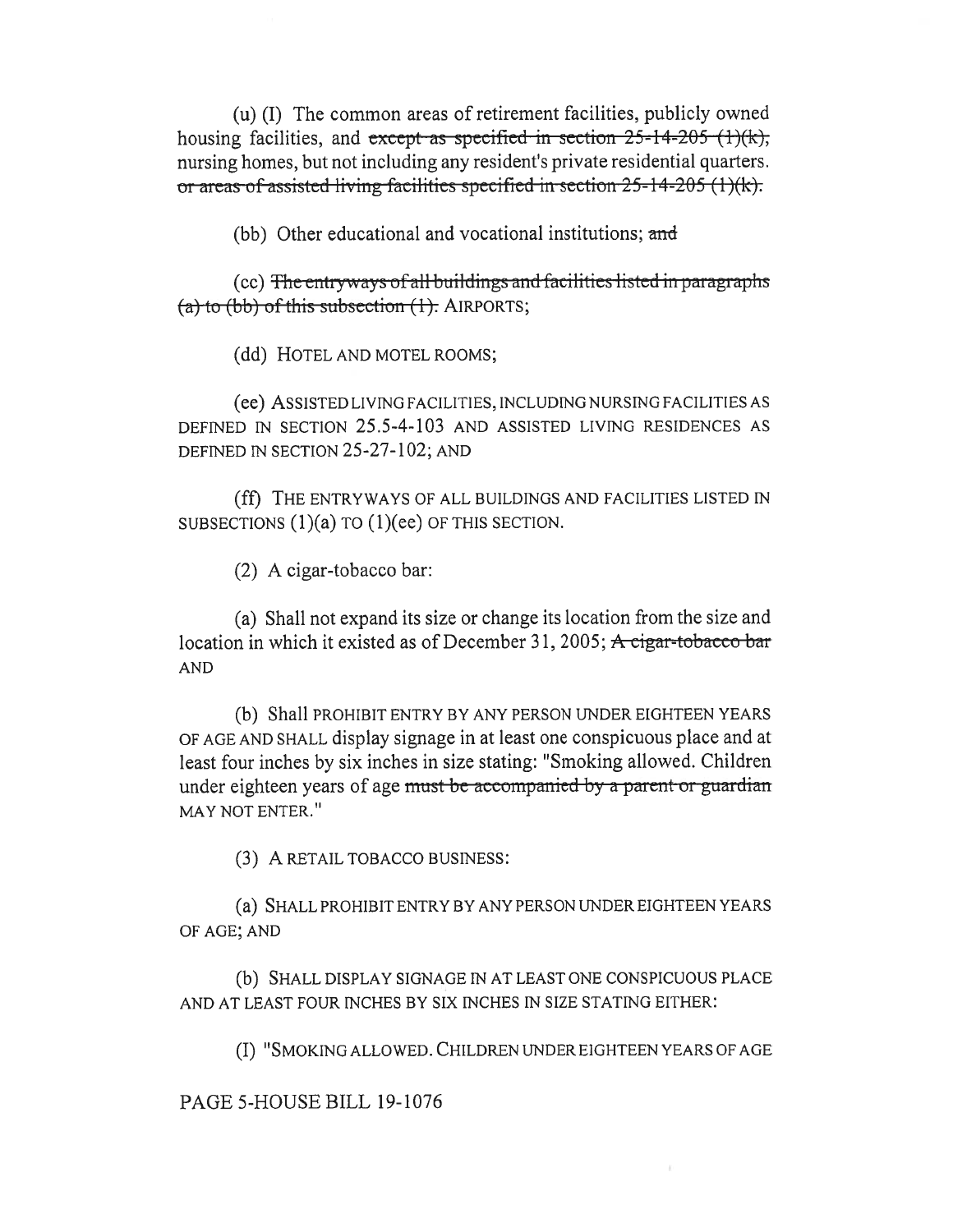(u) (I) The common areas of retirement facilities, publicly owned housing facilities, and ~~except as specified in section 25-14-205 (1)(k),~~ nursing homes, but not including any resident's private residential quarters. ~~or areas of assisted living facilities specified in section 25-14-205 (1)(k).~~

(bb) Other educational and vocational institutions; ~~and~~

(cc) ~~The entryways of all buildings and facilities listed in paragraphs (a) to (bb) of this subsection (1).~~ AIRPORTS;

(dd) HOTEL AND MOTEL ROOMS;

(ee) ASSISTED LIVING FACILITIES, INCLUDING NURSING FACILITIES AS DEFINED IN SECTION 25.5-4-103 AND ASSISTED LIVING RESIDENCES AS DEFINED IN SECTION 25-27-102; AND

(ff) THE ENTRYWAYS OF ALL BUILDINGS AND FACILITIES LISTED IN SUBSECTIONS (1)(a) TO (1)(ee) OF THIS SECTION.

(2) A cigar-tobacco bar:

(a) Shall not expand its size or change its location from the size and location in which it existed as of December 31, 2005; ~~A cigar-tobacco bar~~ AND

(b) Shall PROHIBIT ENTRY BY ANY PERSON UNDER EIGHTEEN YEARS OF AGE AND SHALL display signage in at least one conspicuous place and at least four inches by six inches in size stating: "Smoking allowed. Children under eighteen years of age ~~must be accompanied by a parent or guardian~~ MAY NOT ENTER."

(3) A RETAIL TOBACCO BUSINESS:

(a) SHALL PROHIBIT ENTRY BY ANY PERSON UNDER EIGHTEEN YEARS OF AGE; AND

(b) SHALL DISPLAY SIGNAGE IN AT LEAST ONE CONSPICUOUS PLACE AND AT LEAST FOUR INCHES BY SIX INCHES IN SIZE STATING EITHER:

(I) "SMOKING ALLOWED. CHILDREN UNDER EIGHTEEN YEARS OF AGE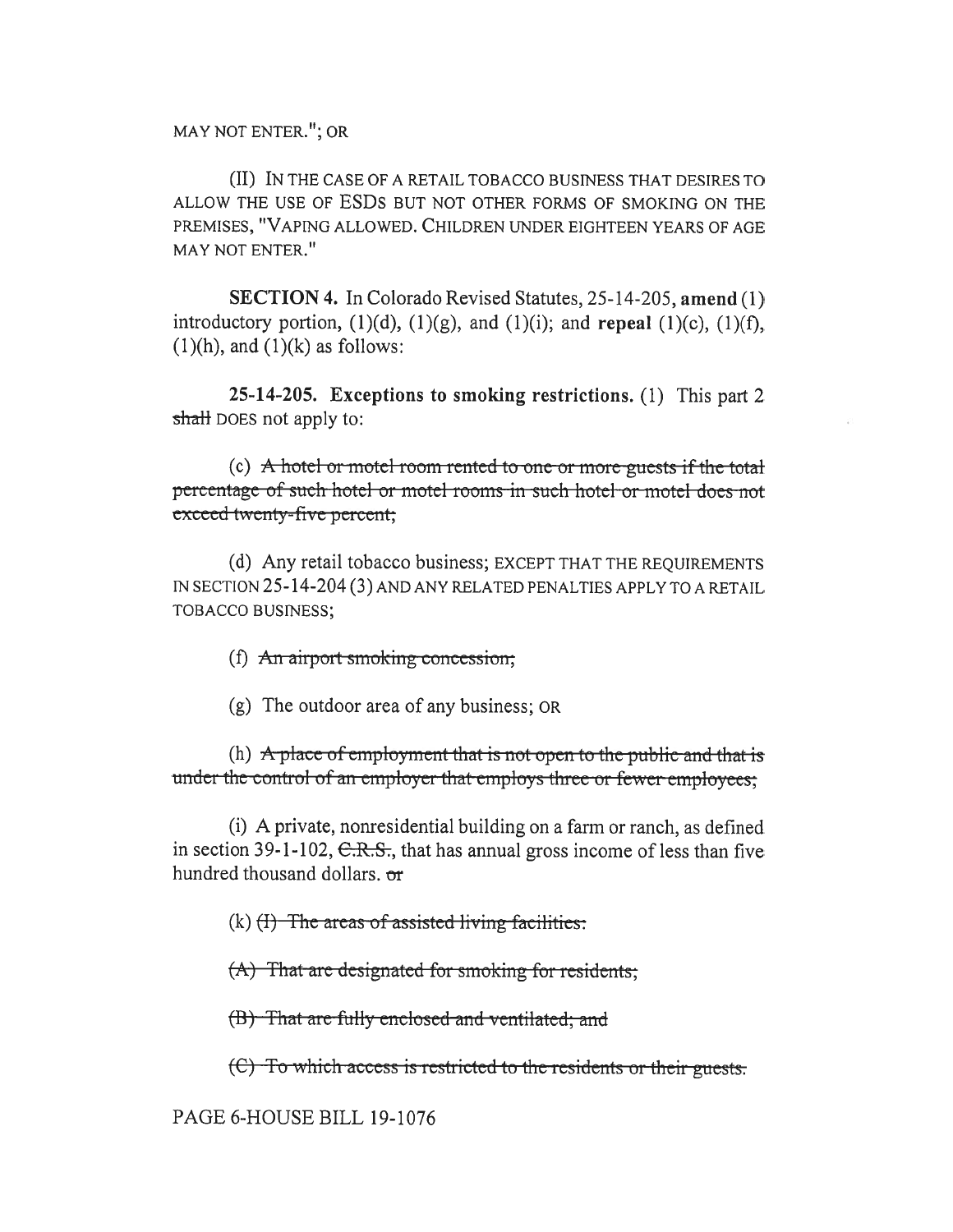MAY NOT ENTER."; OR

(II) IN THE CASE OF A RETAIL TOBACCO BUSINESS THAT DESIRES TO ALLOW THE USE OF ESDs BUT NOT OTHER FORMS OF SMOKING ON THE PREMISES, "VAPING ALLOWED. CHILDREN UNDER EIGHTEEN YEARS OF AGE MAY NOT ENTER."

**SECTION 4.** In Colorado Revised Statutes, 25-14-205, **amend** (1) introductory portion, (1)(d), (1)(g), and (1)(i); and **repeal** (1)(c), (1)(f), (1)(h), and (1)(k) as follows:

**25-14-205. Exceptions to smoking restrictions.** (1) This part 2 ~~shall~~ DOES not apply to:

(c) ~~A hotel or motel room rented to one or more guests if the total percentage of such hotel or motel rooms in such hotel or motel does not exceed twenty-five percent;~~

(d) Any retail tobacco business; EXCEPT THAT THE REQUIREMENTS IN SECTION 25-14-204 (3) AND ANY RELATED PENALTIES APPLY TO A RETAIL TOBACCO BUSINESS;

(f) ~~An airport smoking concession;~~

(g) The outdoor area of any business; OR

(h) ~~A place of employment that is not open to the public and that is under the control of an employer that employs three or fewer employees;~~

(i) A private, nonresidential building on a farm or ranch, as defined in section 39-1-102, ~~C.R.S.,~~ that has annual gross income of less than five hundred thousand dollars. ~~or~~

(k) ~~(I) The areas of assisted living facilities:~~

~~(A) That are designated for smoking for residents;~~

~~(B) That are fully enclosed and ventilated; and~~

~~(C) To which access is restricted to the residents or their guests.~~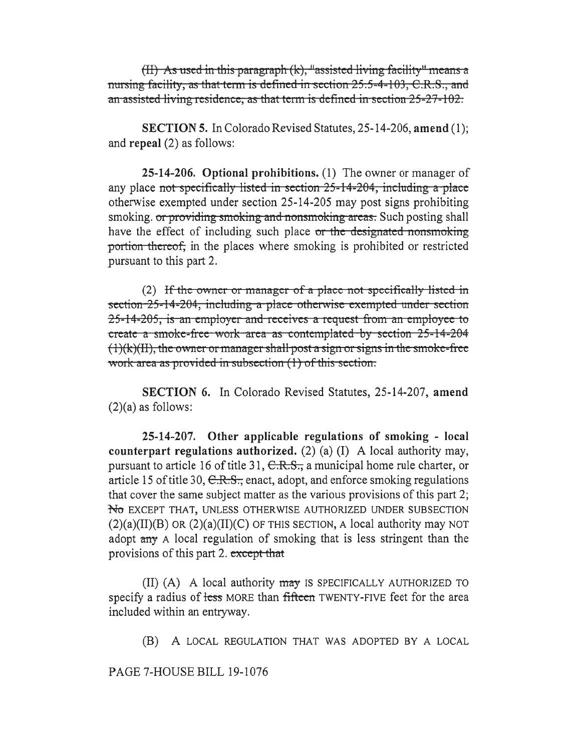~~(II) As used in this paragraph (k), "assisted living facility" means a nursing facility, as that term is defined in section 25.5-4-103, C.R.S., and an assisted living residence, as that term is defined in section 25-27-102.~~

**SECTION 5.** In Colorado Revised Statutes, 25-14-206, **amend** (1); and **repeal** (2) as follows:

**25-14-206. Optional prohibitions.** (1) The owner or manager of any place ~~not specifically listed in section 25-14-204, including a place~~ otherwise exempted under section 25-14-205 may post signs prohibiting smoking. ~~or providing smoking and nonsmoking areas.~~ Such posting shall have the effect of including such place ~~or the designated nonsmoking portion thereof,~~ in the places where smoking is prohibited or restricted pursuant to this part 2.

(2) ~~If the owner or manager of a place not specifically listed in section 25-14-204, including a place otherwise exempted under section 25-14-205, is an employer and receives a request from an employee to create a smoke-free work area as contemplated by section 25-14-204 (1)(k)(II), the owner or manager shall post a sign or signs in the smoke-free work area as provided in subsection (1) of this section.~~

**SECTION 6.** In Colorado Revised Statutes, 25-14-207, **amend** (2)(a) as follows:

**25-14-207. Other applicable regulations of smoking - local counterpart regulations authorized.** (2) (a) (I) A local authority may, pursuant to article 16 of title 31, ~~C.R.S.,~~ a municipal home rule charter, or article 15 of title 30, ~~C.R.S.,~~ enact, adopt, and enforce smoking regulations that cover the same subject matter as the various provisions of this part 2; ~~No~~ EXCEPT THAT, UNLESS OTHERWISE AUTHORIZED UNDER SUBSECTION (2)(a)(II)(B) OR (2)(a)(II)(C) OF THIS SECTION, A local authority may NOT adopt ~~any~~ A local regulation of smoking that is less stringent than the provisions of this part 2. ~~except that~~

(II) (A) A local authority ~~may~~ IS SPECIFICALLY AUTHORIZED TO specify a radius of ~~less~~ MORE than ~~fifteen~~ TWENTY-FIVE feet for the area included within an entryway.

(B) A LOCAL REGULATION THAT WAS ADOPTED BY A LOCAL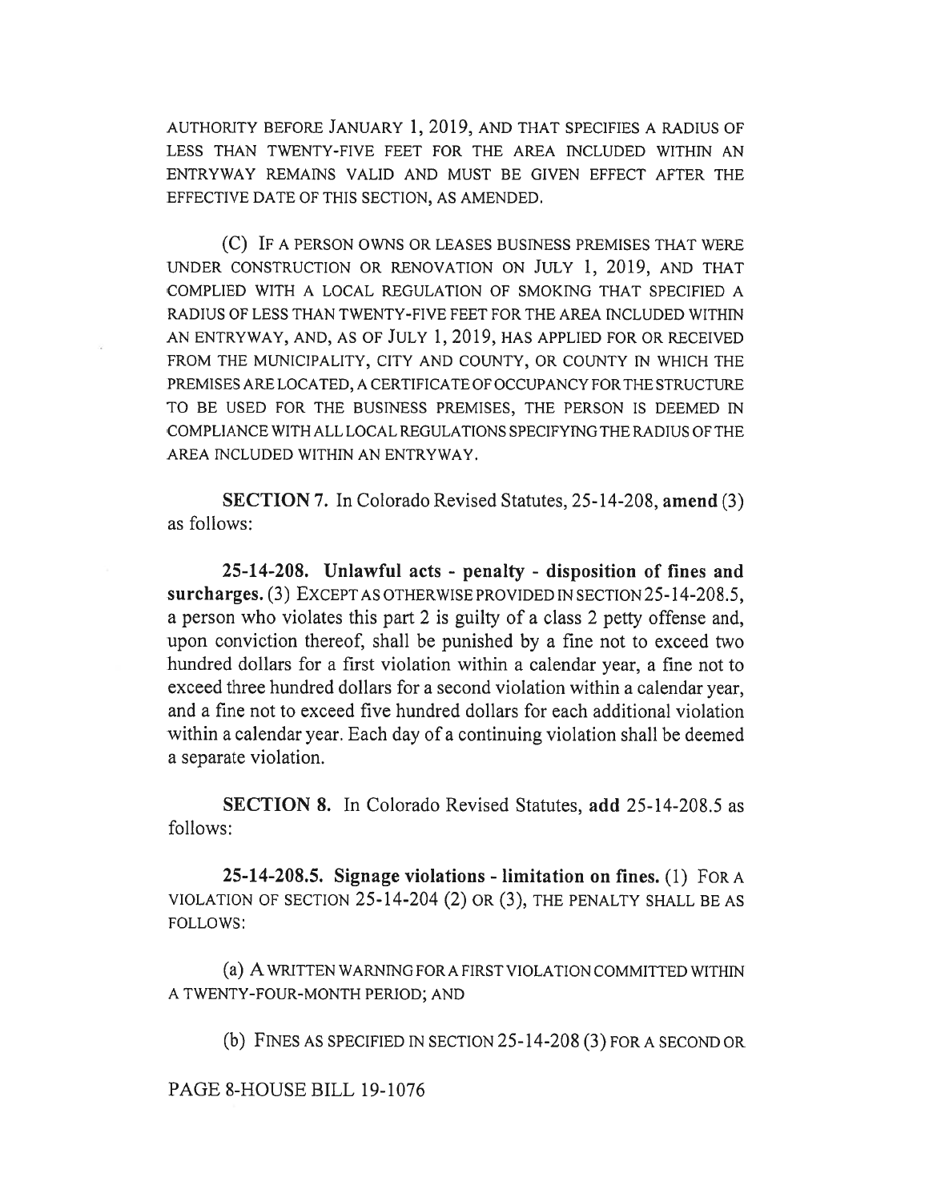AUTHORITY BEFORE JANUARY 1, 2019, AND THAT SPECIFIES A RADIUS OF LESS THAN TWENTY-FIVE FEET FOR THE AREA INCLUDED WITHIN AN ENTRYWAY REMAINS VALID AND MUST BE GIVEN EFFECT AFTER THE EFFECTIVE DATE OF THIS SECTION, AS AMENDED.

(C) IF A PERSON OWNS OR LEASES BUSINESS PREMISES THAT WERE UNDER CONSTRUCTION OR RENOVATION ON JULY 1, 2019, AND THAT COMPLIED WITH A LOCAL REGULATION OF SMOKING THAT SPECIFIED A RADIUS OF LESS THAN TWENTY-FIVE FEET FOR THE AREA INCLUDED WITHIN AN ENTRYWAY, AND, AS OF JULY 1, 2019, HAS APPLIED FOR OR RECEIVED FROM THE MUNICIPALITY, CITY AND COUNTY, OR COUNTY IN WHICH THE PREMISES ARE LOCATED, A CERTIFICATE OF OCCUPANCY FOR THE STRUCTURE TO BE USED FOR THE BUSINESS PREMISES, THE PERSON IS DEEMED IN COMPLIANCE WITH ALL LOCAL REGULATIONS SPECIFYING THE RADIUS OF THE AREA INCLUDED WITHIN AN ENTRYWAY.

**SECTION 7.** In Colorado Revised Statutes, 25-14-208, **amend** (3) as follows:

**25-14-208. Unlawful acts - penalty - disposition of fines and surcharges.** (3) EXCEPT AS OTHERWISE PROVIDED IN SECTION 25-14-208.5, a person who violates this part 2 is guilty of a class 2 petty offense and, upon conviction thereof, shall be punished by a fine not to exceed two hundred dollars for a first violation within a calendar year, a fine not to exceed three hundred dollars for a second violation within a calendar year, and a fine not to exceed five hundred dollars for each additional violation within a calendar year. Each day of a continuing violation shall be deemed a separate violation.

**SECTION 8.** In Colorado Revised Statutes, **add** 25-14-208.5 as follows:

**25-14-208.5. Signage violations - limitation on fines.** (1) FOR A VIOLATION OF SECTION 25-14-204 (2) OR (3), THE PENALTY SHALL BE AS FOLLOWS:

(a) A WRITTEN WARNING FOR A FIRST VIOLATION COMMITTED WITHIN A TWENTY-FOUR-MONTH PERIOD; AND

(b) FINES AS SPECIFIED IN SECTION 25-14-208 (3) FOR A SECOND OR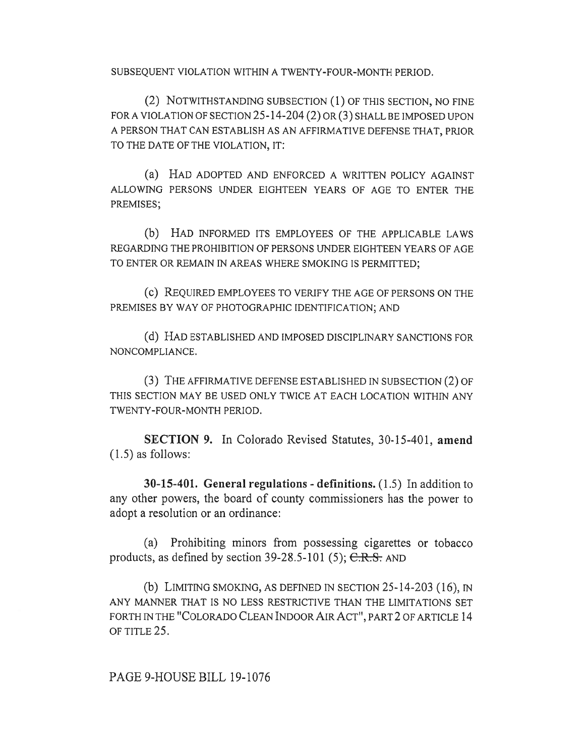SUBSEQUENT VIOLATION WITHIN A TWENTY-FOUR-MONTH PERIOD.

(2) NOTWITHSTANDING SUBSECTION (1) OF THIS SECTION, NO FINE FOR A VIOLATION OF SECTION 25-14-204 (2) OR (3) SHALL BE IMPOSED UPON A PERSON THAT CAN ESTABLISH AS AN AFFIRMATIVE DEFENSE THAT, PRIOR TO THE DATE OF THE VIOLATION, IT:

(a) HAD ADOPTED AND ENFORCED A WRITTEN POLICY AGAINST ALLOWING PERSONS UNDER EIGHTEEN YEARS OF AGE TO ENTER THE PREMISES;

(b) HAD INFORMED ITS EMPLOYEES OF THE APPLICABLE LAWS REGARDING THE PROHIBITION OF PERSONS UNDER EIGHTEEN YEARS OF AGE TO ENTER OR REMAIN IN AREAS WHERE SMOKING IS PERMITTED;

(c) REQUIRED EMPLOYEES TO VERIFY THE AGE OF PERSONS ON THE PREMISES BY WAY OF PHOTOGRAPHIC IDENTIFICATION; AND

(d) HAD ESTABLISHED AND IMPOSED DISCIPLINARY SANCTIONS FOR NONCOMPLIANCE.

(3) THE AFFIRMATIVE DEFENSE ESTABLISHED IN SUBSECTION (2) OF THIS SECTION MAY BE USED ONLY TWICE AT EACH LOCATION WITHIN ANY TWENTY-FOUR-MONTH PERIOD.

**SECTION 9.** In Colorado Revised Statutes, 30-15-401, **amend** (1.5) as follows:

**30-15-401. General regulations - definitions.** (1.5) In addition to any other powers, the board of county commissioners has the power to adopt a resolution or an ordinance:

(a) Prohibiting minors from possessing cigarettes or tobacco products, as defined by section 39-28.5-101 (5); ~~C.R.S.~~ AND

(b) LIMITING SMOKING, AS DEFINED IN SECTION 25-14-203 (16), IN ANY MANNER THAT IS NO LESS RESTRICTIVE THAN THE LIMITATIONS SET FORTH IN THE "COLORADO CLEAN INDOOR AIR ACT", PART 2 OF ARTICLE 14 OF TITLE 25.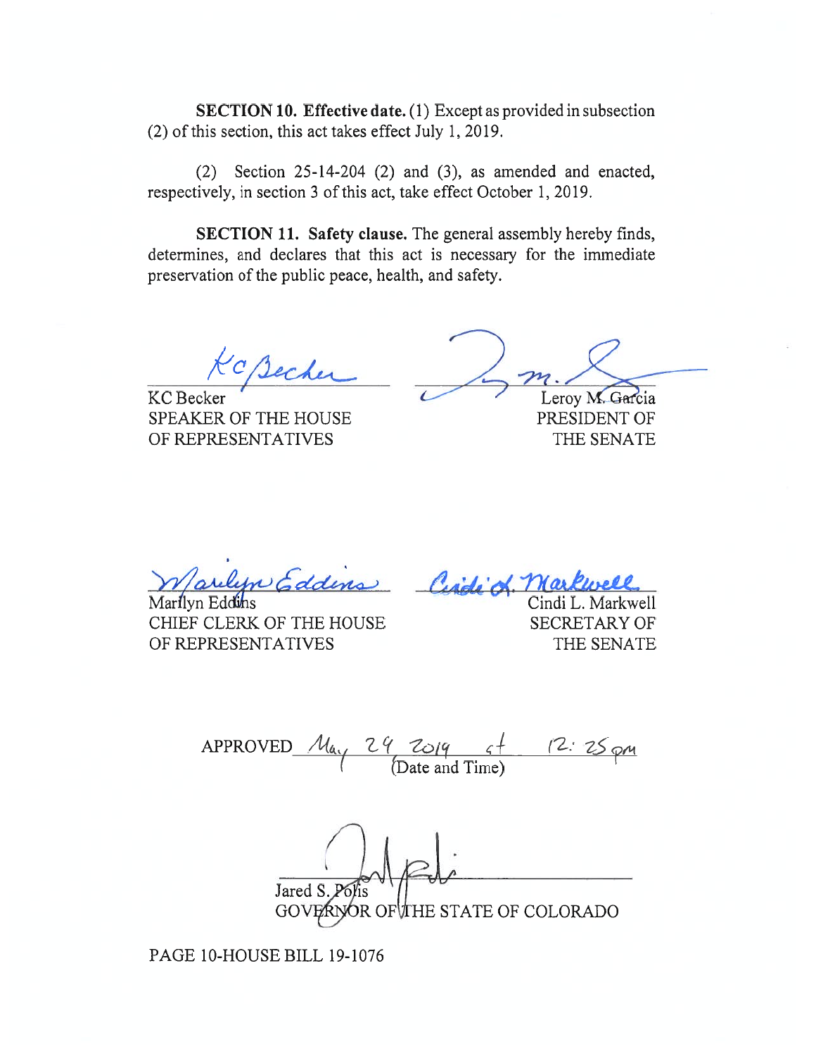**SECTION 10. Effective date.** (1) Except as provided in subsection (2) of this section, this act takes effect July 1, 2019.

(2) Section 25-14-204 (2) and (3), as amended and enacted, respectively, in section 3 of this act, take effect October 1, 2019.

**SECTION 11. Safety clause.** The general assembly hereby finds, determines, and declares that this act is necessary for the immediate preservation of the public peace, health, and safety.

KC Becker
SPEAKER OF THE HOUSE
OF REPRESENTATIVES

Leroy M. Garcia
PRESIDENT OF
THE SENATE

Marilyn Eddins
CHIEF CLERK OF THE HOUSE
OF REPRESENTATIVES

Cindi L. Markwell
SECRETARY OF
THE SENATE

APPROVED May 29 2019 at 12:25 pm
(Date and Time)

Jared S. Polis
GOVERNOR OF THE STATE OF COLORADO

PAGE 10-HOUSE BILL 19-1076